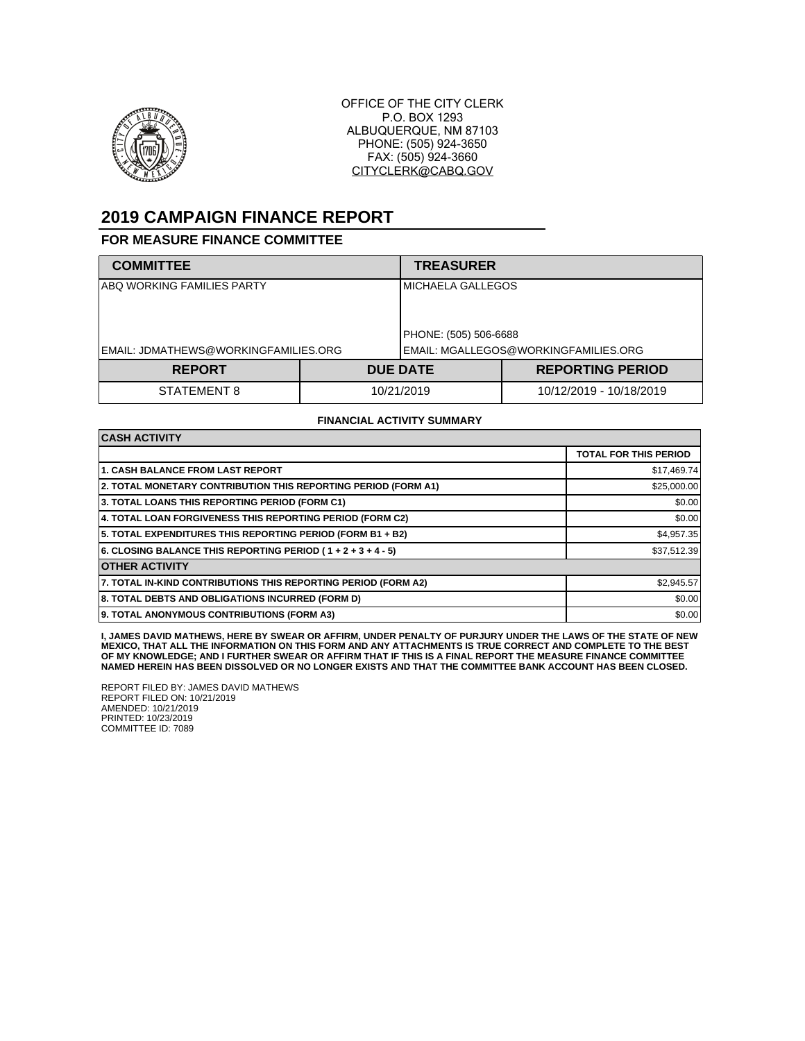OFFICE OF THE CITY CLERK
P.O. BOX 1293
ALBUQUERQUE, NM 87103
PHONE: (505) 924-3650
FAX: (505) 924-3660
CITYCLERK@CABQ.GOV

# 2019 CAMPAIGN FINANCE REPORT

## FOR MEASURE FINANCE COMMITTEE

| COMMITTEE | TREASURER |
|---|---|
| ABQ WORKING FAMILIES PARTY | MICHAELA GALLEGOS<br>PHONE: (505) 506-6688 |
| EMAIL: JDMATHEWS@WORKINGFAMILIES.ORG | EMAIL: MGALLEGOS@WORKINGFAMILIES.ORG |

| REPORT | DUE DATE | REPORTING PERIOD |
|---|---|---|
| STATEMENT 8 | 10/21/2019 | 10/12/2019 - 10/18/2019 |

**FINANCIAL ACTIVITY SUMMARY**

| CASH ACTIVITY | |
|---|---|
| | TOTAL FOR THIS PERIOD |
| 1. CASH BALANCE FROM LAST REPORT | $17,469.74 |
| 2. TOTAL MONETARY CONTRIBUTION THIS REPORTING PERIOD (FORM A1) | $25,000.00 |
| 3. TOTAL LOANS THIS REPORTING PERIOD (FORM C1) | $0.00 |
| 4. TOTAL LOAN FORGIVENESS THIS REPORTING PERIOD (FORM C2) | $0.00 |
| 5. TOTAL EXPENDITURES THIS REPORTING PERIOD (FORM B1 + B2) | $4,957.35 |
| 6. CLOSING BALANCE THIS REPORTING PERIOD ( 1 + 2 + 3 + 4 - 5) | $37,512.39 |
| **OTHER ACTIVITY** | |
| 7. TOTAL IN-KIND CONTRIBUTIONS THIS REPORTING PERIOD (FORM A2) | $2,945.57 |
| 8. TOTAL DEBTS AND OBLIGATIONS INCURRED (FORM D) | $0.00 |
| 9. TOTAL ANONYMOUS CONTRIBUTIONS (FORM A3) | $0.00 |

**I, JAMES DAVID MATHEWS, HERE BY SWEAR OR AFFIRM, UNDER PENALTY OF PURJURY UNDER THE LAWS OF THE STATE OF NEW MEXICO, THAT ALL THE INFORMATION ON THIS FORM AND ANY ATTACHMENTS IS TRUE CORRECT AND COMPLETE TO THE BEST OF MY KNOWLEDGE; AND I FURTHER SWEAR OR AFFIRM THAT IF THIS IS A FINAL REPORT THE MEASURE FINANCE COMMITTEE NAMED HEREIN HAS BEEN DISSOLVED OR NO LONGER EXISTS AND THAT THE COMMITTEE BANK ACCOUNT HAS BEEN CLOSED.**

REPORT FILED BY: JAMES DAVID MATHEWS
REPORT FILED ON: 10/21/2019
AMENDED: 10/21/2019
PRINTED: 10/23/2019
COMMITTEE ID: 7089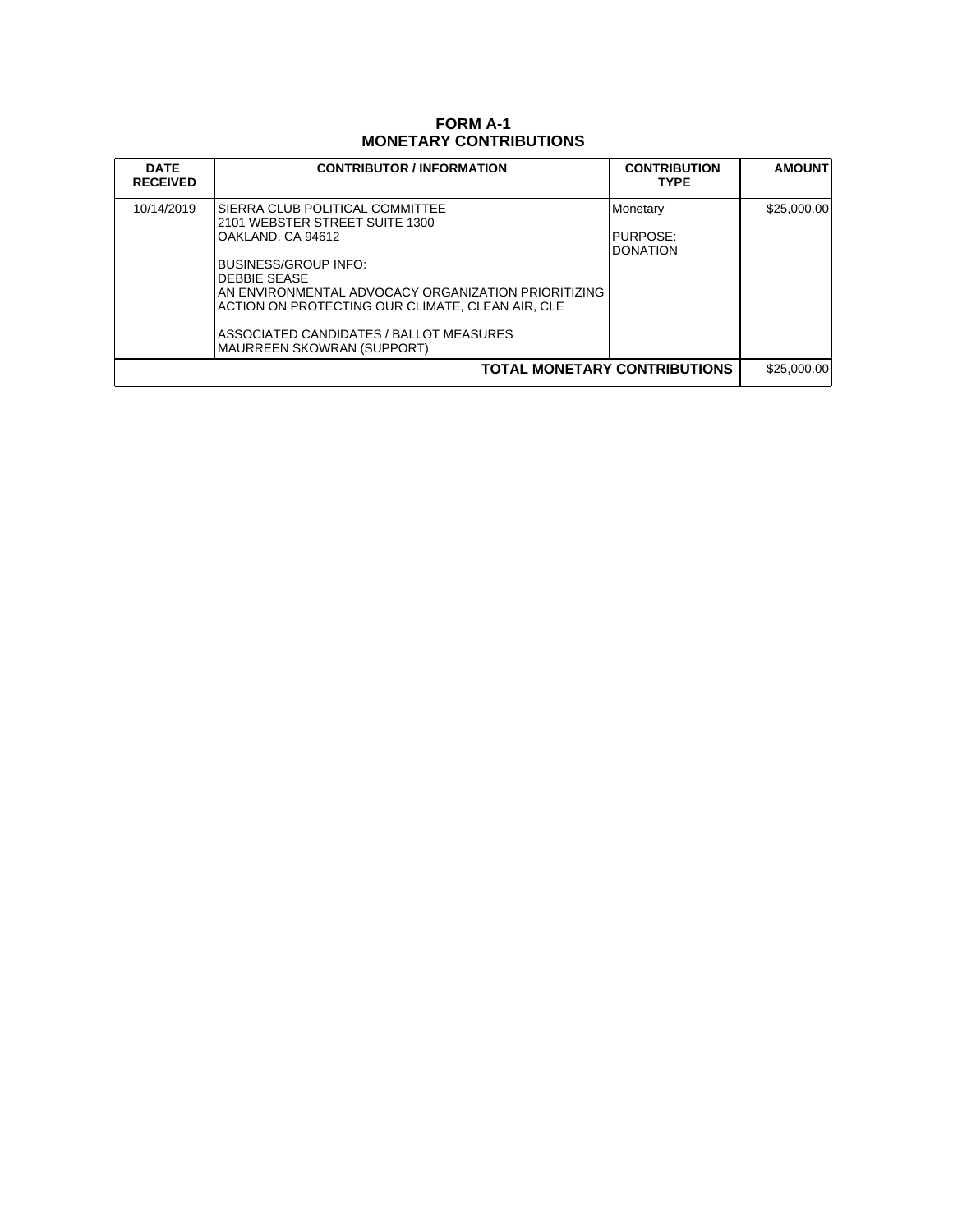# FORM A-1
# MONETARY CONTRIBUTIONS

| DATE RECEIVED | CONTRIBUTOR / INFORMATION | CONTRIBUTION TYPE | AMOUNT |
|---|---|---|---|
| 10/14/2019 | SIERRA CLUB POLITICAL COMMITTEE<br>2101 WEBSTER STREET SUITE 1300<br>OAKLAND, CA 94612<br><br>BUSINESS/GROUP INFO:<br>DEBBIE SEASE<br>AN ENVIRONMENTAL ADVOCACY ORGANIZATION PRIORITIZING ACTION ON PROTECTING OUR CLIMATE, CLEAN AIR, CLE<br><br>ASSOCIATED CANDIDATES / BALLOT MEASURES<br>MAURREEN SKOWRAN (SUPPORT) | Monetary<br><br>PURPOSE:<br>DONATION | $25,000.00 |
| | | **TOTAL MONETARY CONTRIBUTIONS** | $25,000.00 |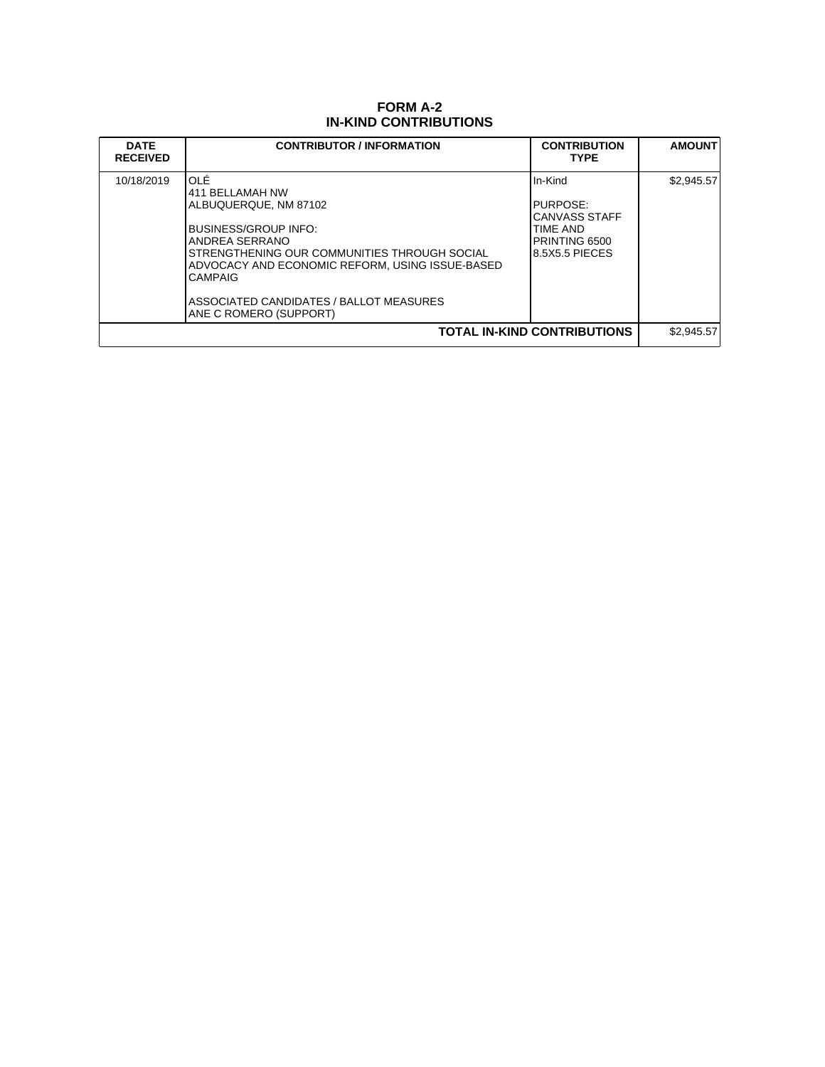# FORM A-2
## IN-KIND CONTRIBUTIONS

| DATE RECEIVED | CONTRIBUTOR / INFORMATION | CONTRIBUTION TYPE | AMOUNT |
|---|---|---|---|
| 10/18/2019 | OLÉ<br>411 BELLAMAH NW<br>ALBUQUERQUE, NM 87102<br><br>BUSINESS/GROUP INFO:<br>ANDREA SERRANO<br>STRENGTHENING OUR COMMUNITIES THROUGH SOCIAL ADVOCACY AND ECONOMIC REFORM, USING ISSUE-BASED CAMPAIG<br><br>ASSOCIATED CANDIDATES / BALLOT MEASURES<br>ANE C ROMERO (SUPPORT) | In-Kind<br><br>PURPOSE:<br>CANVASS STAFF TIME AND PRINTING 6500 8.5X5.5 PIECES | $2,945.57 |
| | | **TOTAL IN-KIND CONTRIBUTIONS** | $2,945.57 |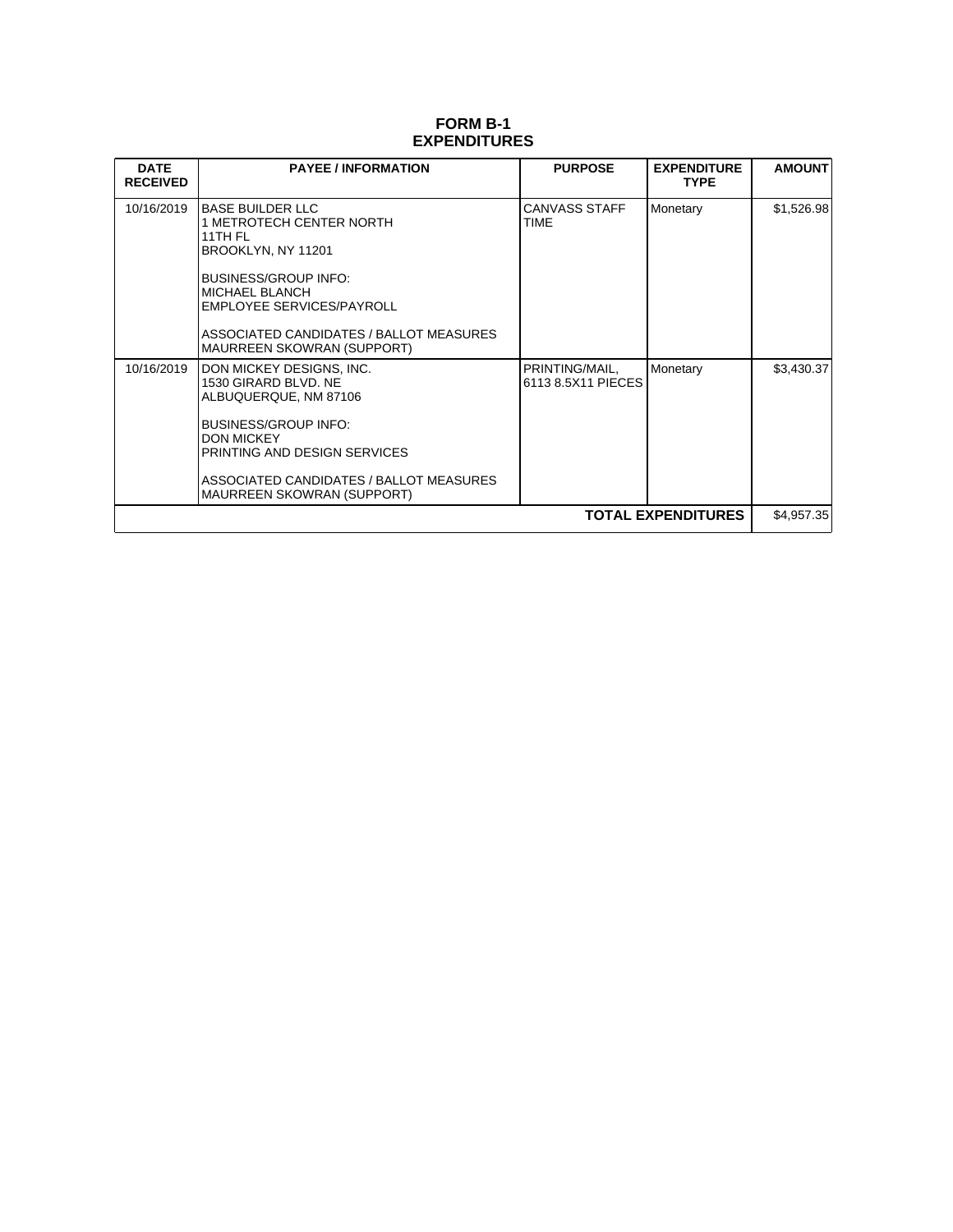# FORM B-1
## EXPENDITURES

| DATE RECEIVED | PAYEE / INFORMATION | PURPOSE | EXPENDITURE TYPE | AMOUNT |
|---|---|---|---|---|
| 10/16/2019 | BASE BUILDER LLC<br>1 METROTECH CENTER NORTH<br>11TH FL<br>BROOKLYN, NY 11201<br><br>BUSINESS/GROUP INFO:<br>MICHAEL BLANCH<br>EMPLOYEE SERVICES/PAYROLL<br><br>ASSOCIATED CANDIDATES / BALLOT MEASURES<br>MAURREEN SKOWRAN (SUPPORT) | CANVASS STAFF TIME | Monetary | $1,526.98 |
| 10/16/2019 | DON MICKEY DESIGNS, INC.<br>1530 GIRARD BLVD. NE<br>ALBUQUERQUE, NM 87106<br><br>BUSINESS/GROUP INFO:<br>DON MICKEY<br>PRINTING AND DESIGN SERVICES<br><br>ASSOCIATED CANDIDATES / BALLOT MEASURES<br>MAURREEN SKOWRAN (SUPPORT) | PRINTING/MAIL, 6113 8.5X11 PIECES | Monetary | $3,430.37 |
| | | | **TOTAL EXPENDITURES** | $4,957.35 |